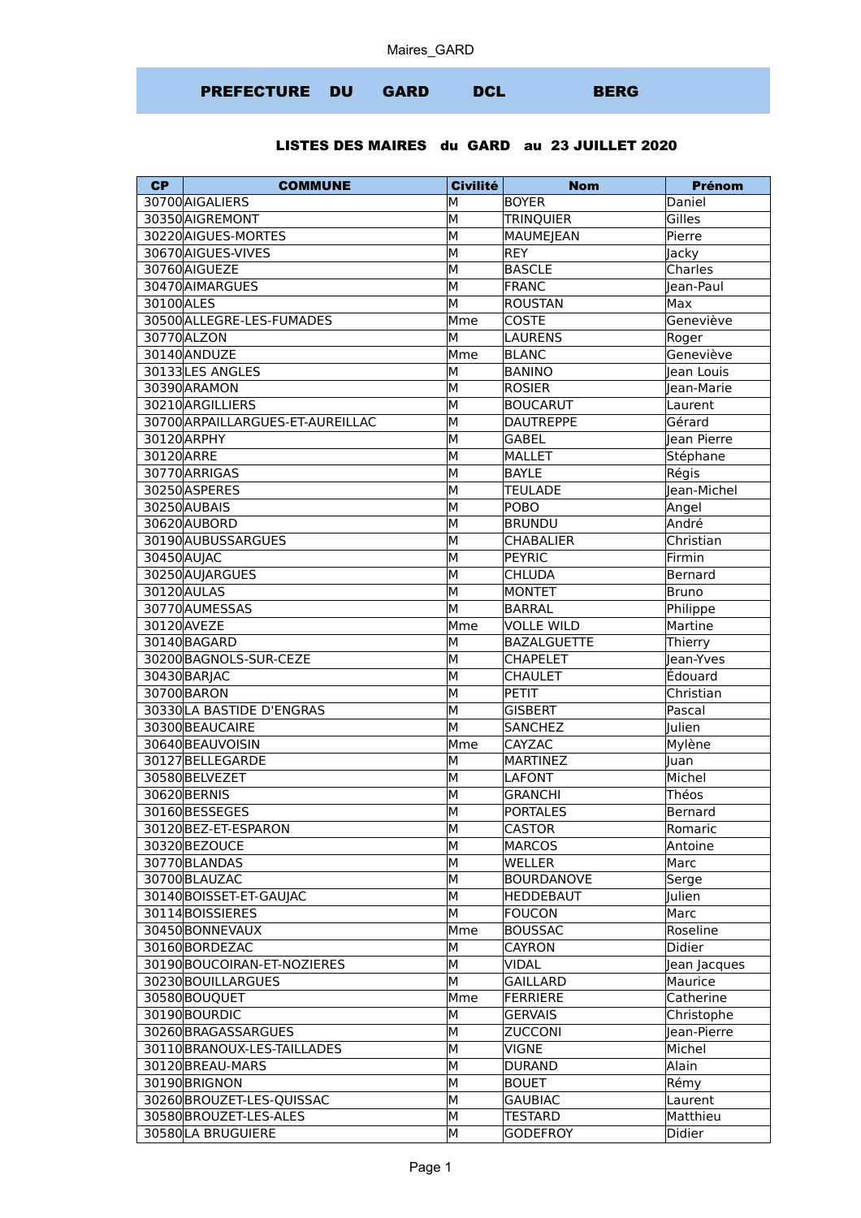**PREFECTURE DU GARD DCL BERG**

**LISTES DES MAIRES du GARD au 23 JUILLET 2020**

| CP | COMMUNE | Civilité | Nom | Prénom |
|---|---|---|---|---|
| 30700 | AIGALIERS | M | BOYER | Daniel |
| 30350 | AIGREMONT | M | TRINQUIER | Gilles |
| 30220 | AIGUES-MORTES | M | MAUMEJEAN | Pierre |
| 30670 | AIGUES-VIVES | M | REY | Jacky |
| 30760 | AIGUEZE | M | BASCLE | Charles |
| 30470 | AIMARGUES | M | FRANC | Jean-Paul |
| 30100 | ALES | M | ROUSTAN | Max |
| 30500 | ALLEGRE-LES-FUMADES | Mme | COSTE | Geneviève |
| 30770 | ALZON | M | LAURENS | Roger |
| 30140 | ANDUZE | Mme | BLANC | Geneviève |
| 30133 | LES ANGLES | M | BANINO | Jean Louis |
| 30390 | ARAMON | M | ROSIER | Jean-Marie |
| 30210 | ARGILLIERS | M | BOUCARUT | Laurent |
| 30700 | ARPAILLARGUES-ET-AUREILLAC | M | DAUTREPPE | Gérard |
| 30120 | ARPHY | M | GABEL | Jean Pierre |
| 30120 | ARRE | M | MALLET | Stéphane |
| 30770 | ARRIGAS | M | BAYLE | Régis |
| 30250 | ASPERES | M | TEULADE | Jean-Michel |
| 30250 | AUBAIS | M | POBO | Angel |
| 30620 | AUBORD | M | BRUNDU | André |
| 30190 | AUBUSSARGUES | M | CHABALIER | Christian |
| 30450 | AUJAC | M | PEYRIC | Firmin |
| 30250 | AUJARGUES | M | CHLUDA | Bernard |
| 30120 | AULAS | M | MONTET | Bruno |
| 30770 | AUMESSAS | M | BARRAL | Philippe |
| 30120 | AVEZE | Mme | VOLLE WILD | Martine |
| 30140 | BAGARD | M | BAZALGUETTE | Thierry |
| 30200 | BAGNOLS-SUR-CEZE | M | CHAPELET | Jean-Yves |
| 30430 | BARJAC | M | CHAULET | Édouard |
| 30700 | BARON | M | PETIT | Christian |
| 30330 | LA BASTIDE D'ENGRAS | M | GISBERT | Pascal |
| 30300 | BEAUCAIRE | M | SANCHEZ | Julien |
| 30640 | BEAUVOISIN | Mme | CAYZAC | Mylène |
| 30127 | BELLEGARDE | M | MARTINEZ | Juan |
| 30580 | BELVEZET | M | LAFONT | Michel |
| 30620 | BERNIS | M | GRANCHI | Théos |
| 30160 | BESSEGES | M | PORTALES | Bernard |
| 30120 | BEZ-ET-ESPARON | M | CASTOR | Romaric |
| 30320 | BEZOUCE | M | MARCOS | Antoine |
| 30770 | BLANDAS | M | WELLER | Marc |
| 30700 | BLAUZAC | M | BOURDANOVE | Serge |
| 30140 | BOISSET-ET-GAUJAC | M | HEDDEBAUT | Julien |
| 30114 | BOISSIERES | M | FOUCON | Marc |
| 30450 | BONNEVAUX | Mme | BOUSSAC | Roseline |
| 30160 | BORDEZAC | M | CAYRON | Didier |
| 30190 | BOUCOIRAN-ET-NOZIERES | M | VIDAL | Jean Jacques |
| 30230 | BOUILLARGUES | M | GAILLARD | Maurice |
| 30580 | BOUQUET | Mme | FERRIERE | Catherine |
| 30190 | BOURDIC | M | GERVAIS | Christophe |
| 30260 | BRAGASSARGUES | M | ZUCCONI | Jean-Pierre |
| 30110 | BRANOUX-LES-TAILLADES | M | VIGNE | Michel |
| 30120 | BREAU-MARS | M | DURAND | Alain |
| 30190 | BRIGNON | M | BOUET | Rémy |
| 30260 | BROUZET-LES-QUISSAC | M | GAUBIAC | Laurent |
| 30580 | BROUZET-LES-ALES | M | TESTARD | Matthieu |
| 30580 | LA BRUGUIERE | M | GODEFROY | Didier |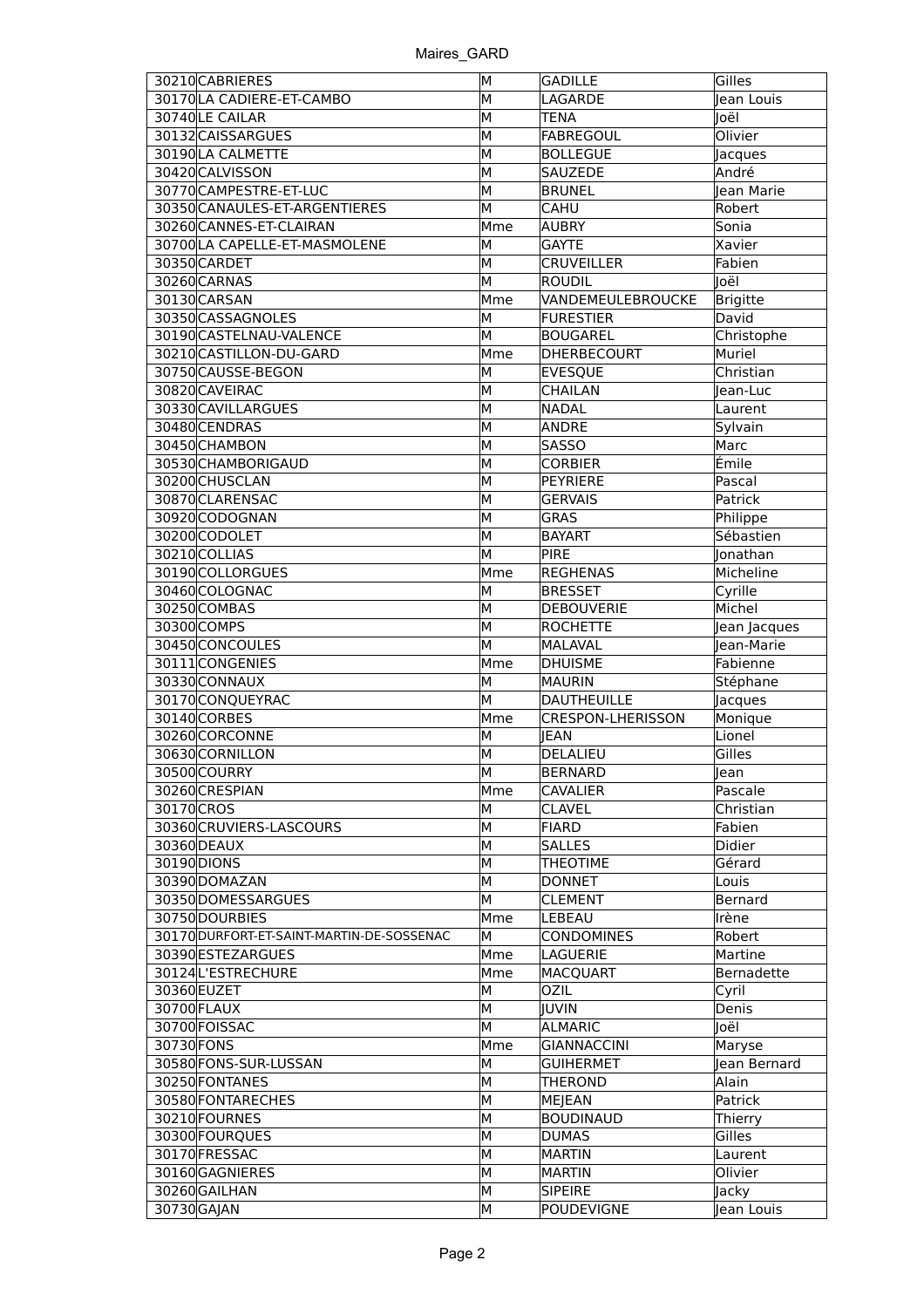Maires_GARD

| | | | | |
|---|---|---|---|---|
| 30210 | CABRIERES | M | GADILLE | Gilles |
| 30170 | LA CADIERE-ET-CAMBO | M | LAGARDE | Jean Louis |
| 30740 | LE CAILAR | M | TENA | Joël |
| 30132 | CAISSARGUES | M | FABREGOUL | Olivier |
| 30190 | LA CALMETTE | M | BOLLEGUE | Jacques |
| 30420 | CALVISSON | M | SAUZEDE | André |
| 30770 | CAMPESTRE-ET-LUC | M | BRUNEL | Jean Marie |
| 30350 | CANAULES-ET-ARGENTIERES | M | CAHU | Robert |
| 30260 | CANNES-ET-CLAIRAN | Mme | AUBRY | Sonia |
| 30700 | LA CAPELLE-ET-MASMOLENE | M | GAYTE | Xavier |
| 30350 | CARDET | M | CRUVEILLER | Fabien |
| 30260 | CARNAS | M | ROUDIL | Joël |
| 30130 | CARSAN | Mme | VANDEMEULEBROUCKE | Brigitte |
| 30350 | CASSAGNOLES | M | FURESTIER | David |
| 30190 | CASTELNAU-VALENCE | M | BOUGAREL | Christophe |
| 30210 | CASTILLON-DU-GARD | Mme | DHERBECOURT | Muriel |
| 30750 | CAUSSE-BEGON | M | EVESQUE | Christian |
| 30820 | CAVEIRAC | M | CHAILAN | Jean-Luc |
| 30330 | CAVILLARGUES | M | NADAL | Laurent |
| 30480 | CENDRAS | M | ANDRE | Sylvain |
| 30450 | CHAMBON | M | SASSO | Marc |
| 30530 | CHAMBORIGAUD | M | CORBIER | Émile |
| 30200 | CHUSCLAN | M | PEYRIERE | Pascal |
| 30870 | CLARENSAC | M | GERVAIS | Patrick |
| 30920 | CODOGNAN | M | GRAS | Philippe |
| 30200 | CODOLET | M | BAYART | Sébastien |
| 30210 | COLLIAS | M | PIRE | Jonathan |
| 30190 | COLLORGUES | Mme | REGHENAS | Micheline |
| 30460 | COLOGNAC | M | BRESSET | Cyrille |
| 30250 | COMBAS | M | DEBOUVERIE | Michel |
| 30300 | COMPS | M | ROCHETTE | Jean Jacques |
| 30450 | CONCOULES | M | MALAVAL | Jean-Marie |
| 30111 | CONGENIES | Mme | DHUISME | Fabienne |
| 30330 | CONNAUX | M | MAURIN | Stéphane |
| 30170 | CONQUEYRAC | M | DAUTHEUILLE | Jacques |
| 30140 | CORBES | Mme | CRESPON-LHERISSON | Monique |
| 30260 | CORCONNE | M | JEAN | Lionel |
| 30630 | CORNILLON | M | DELALIEU | Gilles |
| 30500 | COURRY | M | BERNARD | Jean |
| 30260 | CRESPIAN | Mme | CAVALIER | Pascale |
| 30170 | CROS | M | CLAVEL | Christian |
| 30360 | CRUVIERS-LASCOURS | M | FIARD | Fabien |
| 30360 | DEAUX | M | SALLES | Didier |
| 30190 | DIONS | M | THEOTIME | Gérard |
| 30390 | DOMAZAN | M | DONNET | Louis |
| 30350 | DOMESSARGUES | M | CLEMENT | Bernard |
| 30750 | DOURBIES | Mme | LEBEAU | Irène |
| 30170 | DURFORT-ET-SAINT-MARTIN-DE-SOSSENAC | M | CONDOMINES | Robert |
| 30390 | ESTEZARGUES | Mme | LAGUERIE | Martine |
| 30124 | L'ESTRECHURE | Mme | MACQUART | Bernadette |
| 30360 | EUZET | M | OZIL | Cyril |
| 30700 | FLAUX | M | JUVIN | Denis |
| 30700 | FOISSAC | M | ALMARIC | Joël |
| 30730 | FONS | Mme | GIANNACCINI | Maryse |
| 30580 | FONS-SUR-LUSSAN | M | GUIHERMET | Jean Bernard |
| 30250 | FONTANES | M | THEROND | Alain |
| 30580 | FONTARECHES | M | MEJEAN | Patrick |
| 30210 | FOURNES | M | BOUDINAUD | Thierry |
| 30300 | FOURQUES | M | DUMAS | Gilles |
| 30170 | FRESSAC | M | MARTIN | Laurent |
| 30160 | GAGNIERES | M | MARTIN | Olivier |
| 30260 | GAILHAN | M | SIPEIRE | Jacky |
| 30730 | GAJAN | M | POUDEVIGNE | Jean Louis |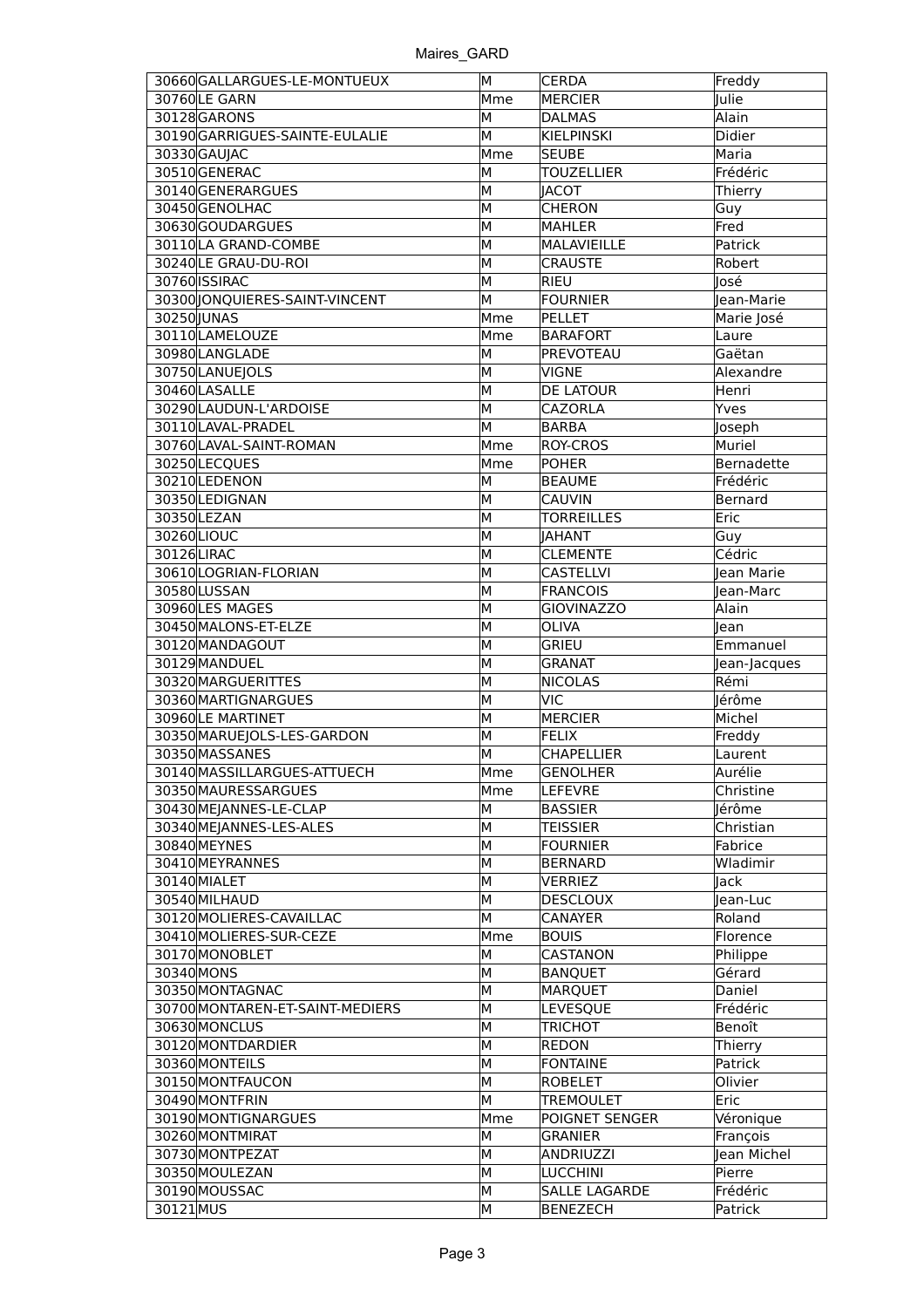| 30660 | GALLARGUES-LE-MONTUEUX | M | CERDA | Freddy |
|---|---|---|---|---|
| 30760 | LE GARN | Mme | MERCIER | Julie |
| 30128 | GARONS | M | DALMAS | Alain |
| 30190 | GARRIGUES-SAINTE-EULALIE | M | KIELPINSKI | Didier |
| 30330 | GAUJAC | Mme | SEUBE | Maria |
| 30510 | GENERAC | M | TOUZELLIER | Frédéric |
| 30140 | GENERARGUES | M | JACOT | Thierry |
| 30450 | GENOLHAC | M | CHERON | Guy |
| 30630 | GOUDARGUES | M | MAHLER | Fred |
| 30110 | LA GRAND-COMBE | M | MALAVIEILLE | Patrick |
| 30240 | LE GRAU-DU-ROI | M | CRAUSTE | Robert |
| 30760 | ISSIRAC | M | RIEU | José |
| 30300 | JONQUIERES-SAINT-VINCENT | M | FOURNIER | Jean-Marie |
| 30250 | JUNAS | Mme | PELLET | Marie José |
| 30110 | LAMELOUZE | Mme | BARAFORT | Laure |
| 30980 | LANGLADE | M | PREVOTEAU | Gaëtan |
| 30750 | LANUEJOLS | M | VIGNE | Alexandre |
| 30460 | LASALLE | M | DE LATOUR | Henri |
| 30290 | LAUDUN-L'ARDOISE | M | CAZORLA | Yves |
| 30110 | LAVAL-PRADEL | M | BARBA | Joseph |
| 30760 | LAVAL-SAINT-ROMAN | Mme | ROY-CROS | Muriel |
| 30250 | LECQUES | Mme | POHER | Bernadette |
| 30210 | LEDENON | M | BEAUME | Frédéric |
| 30350 | LEDIGNAN | M | CAUVIN | Bernard |
| 30350 | LEZAN | M | TORREILLES | Eric |
| 30260 | LIOUC | M | JAHANT | Guy |
| 30126 | LIRAC | M | CLEMENTE | Cédric |
| 30610 | LOGRIAN-FLORIAN | M | CASTELLVI | Jean Marie |
| 30580 | LUSSAN | M | FRANCOIS | Jean-Marc |
| 30960 | LES MAGES | M | GIOVINAZZO | Alain |
| 30450 | MALONS-ET-ELZE | M | OLIVA | Jean |
| 30120 | MANDAGOUT | M | GRIEU | Emmanuel |
| 30129 | MANDUEL | M | GRANAT | Jean-Jacques |
| 30320 | MARGUERITTES | M | NICOLAS | Rémi |
| 30360 | MARTIGNARGUES | M | VIC | Jérôme |
| 30960 | LE MARTINET | M | MERCIER | Michel |
| 30350 | MARUEJOLS-LES-GARDON | M | FELIX | Freddy |
| 30350 | MASSANES | M | CHAPELLIER | Laurent |
| 30140 | MASSILLARGUES-ATTUECH | Mme | GENOLHER | Aurélie |
| 30350 | MAURESSARGUES | Mme | LEFEVRE | Christine |
| 30430 | MEJANNES-LE-CLAP | M | BASSIER | Jérôme |
| 30340 | MEJANNES-LES-ALES | M | TEISSIER | Christian |
| 30840 | MEYNES | M | FOURNIER | Fabrice |
| 30410 | MEYRANNES | M | BERNARD | Wladimir |
| 30140 | MIALET | M | VERRIEZ | Jack |
| 30540 | MILHAUD | M | DESCLOUX | Jean-Luc |
| 30120 | MOLIERES-CAVAILLAC | M | CANAYER | Roland |
| 30410 | MOLIERES-SUR-CEZE | Mme | BOUIS | Florence |
| 30170 | MONOBLET | M | CASTANON | Philippe |
| 30340 | MONS | M | BANQUET | Gérard |
| 30350 | MONTAGNAC | M | MARQUET | Daniel |
| 30700 | MONTAREN-ET-SAINT-MEDIERS | M | LEVESQUE | Frédéric |
| 30630 | MONCLUS | M | TRICHOT | Benoît |
| 30120 | MONTDARDIER | M | REDON | Thierry |
| 30360 | MONTEILS | M | FONTAINE | Patrick |
| 30150 | MONTFAUCON | M | ROBELET | Olivier |
| 30490 | MONTFRIN | M | TREMOULET | Eric |
| 30190 | MONTIGNARGUES | Mme | POIGNET SENGER | Véronique |
| 30260 | MONTMIRAT | M | GRANIER | François |
| 30730 | MONTPEZAT | M | ANDRIUZZI | Jean Michel |
| 30350 | MOULEZAN | M | LUCCHINI | Pierre |
| 30190 | MOUSSAC | M | SALLE LAGARDE | Frédéric |
| 30121 | MUS | M | BENEZECH | Patrick |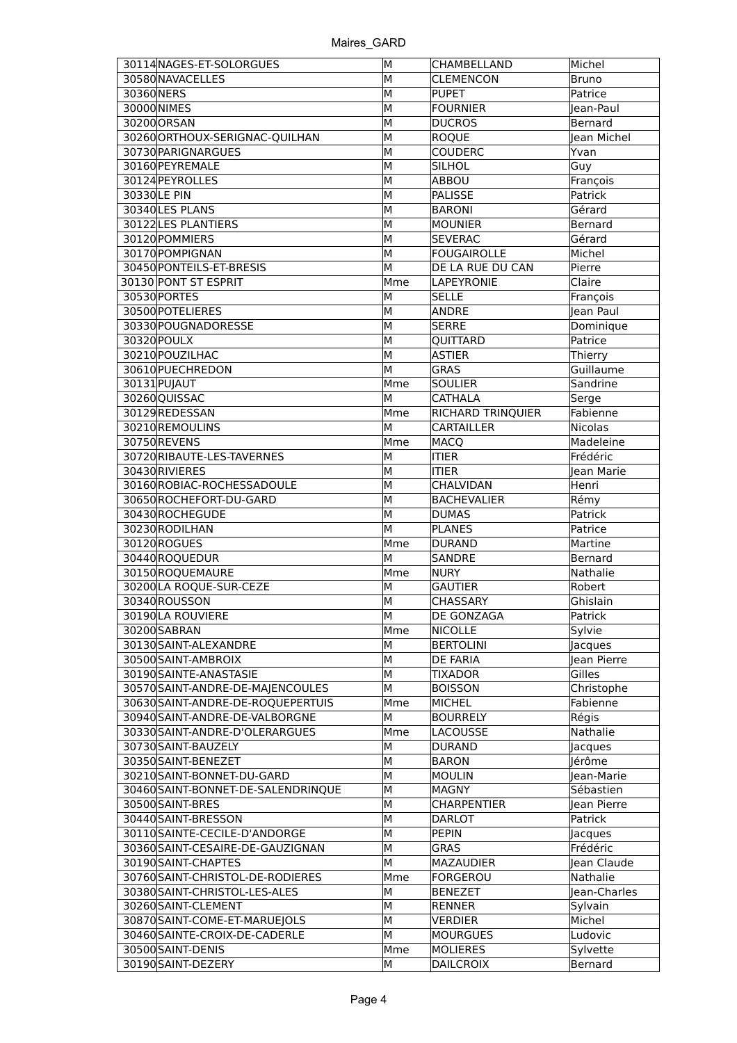| 30114 | NAGES-ET-SOLORGUES | M | CHAMBELLAND | Michel |
|---|---|---|---|---|
| 30580 | NAVACELLES | M | CLEMENCON | Bruno |
| 30360 | NERS | M | PUPET | Patrice |
| 30000 | NIMES | M | FOURNIER | Jean-Paul |
| 30200 | ORSAN | M | DUCROS | Bernard |
| 30260 | ORTHOUX-SERIGNAC-QUILHAN | M | ROQUE | Jean Michel |
| 30730 | PARIGNARGUES | M | COUDERC | Yvan |
| 30160 | PEYREMALE | M | SILHOL | Guy |
| 30124 | PEYROLLES | M | ABBOU | François |
| 30330 | LE PIN | M | PALISSE | Patrick |
| 30340 | LES PLANS | M | BARONI | Gérard |
| 30122 | LES PLANTIERS | M | MOUNIER | Bernard |
| 30120 | POMMIERS | M | SEVERAC | Gérard |
| 30170 | POMPIGNAN | M | FOUGAIROLLE | Michel |
| 30450 | PONTEILS-ET-BRESIS | M | DE LA RUE DU CAN | Pierre |
| 30130 | PONT ST ESPRIT | Mme | LAPEYRONIE | Claire |
| 30530 | PORTES | M | SELLE | François |
| 30500 | POTELIERES | M | ANDRE | Jean Paul |
| 30330 | POUGNADORESSE | M | SERRE | Dominique |
| 30320 | POULX | M | QUITTARD | Patrice |
| 30210 | POUZILHAC | M | ASTIER | Thierry |
| 30610 | PUECHREDON | M | GRAS | Guillaume |
| 30131 | PUJAUT | Mme | SOULIER | Sandrine |
| 30260 | QUISSAC | M | CATHALA | Serge |
| 30129 | REDESSAN | Mme | RICHARD TRINQUIER | Fabienne |
| 30210 | REMOULINS | M | CARTAILLER | Nicolas |
| 30750 | REVENS | Mme | MACQ | Madeleine |
| 30720 | RIBAUTE-LES-TAVERNES | M | ITIER | Frédéric |
| 30430 | RIVIERES | M | ITIER | Jean Marie |
| 30160 | ROBIAC-ROCHESSADOULE | M | CHALVIDAN | Henri |
| 30650 | ROCHEFORT-DU-GARD | M | BACHEVALIER | Rémy |
| 30430 | ROCHEGUDE | M | DUMAS | Patrick |
| 30230 | RODILHAN | M | PLANES | Patrice |
| 30120 | ROGUES | Mme | DURAND | Martine |
| 30440 | ROQUEDUR | M | SANDRE | Bernard |
| 30150 | ROQUEMAURE | Mme | NURY | Nathalie |
| 30200 | LA ROQUE-SUR-CEZE | M | GAUTIER | Robert |
| 30340 | ROUSSON | M | CHASSARY | Ghislain |
| 30190 | LA ROUVIERE | M | DE GONZAGA | Patrick |
| 30200 | SABRAN | Mme | NICOLLE | Sylvie |
| 30130 | SAINT-ALEXANDRE | M | BERTOLINI | Jacques |
| 30500 | SAINT-AMBROIX | M | DE FARIA | Jean Pierre |
| 30190 | SAINTE-ANASTASIE | M | TIXADOR | Gilles |
| 30570 | SAINT-ANDRE-DE-MAJENCOULES | M | BOISSON | Christophe |
| 30630 | SAINT-ANDRE-DE-ROQUEPERTUIS | Mme | MICHEL | Fabienne |
| 30940 | SAINT-ANDRE-DE-VALBORGNE | M | BOURRELY | Régis |
| 30330 | SAINT-ANDRE-D'OLERARGUES | Mme | LACOUSSE | Nathalie |
| 30730 | SAINT-BAUZELY | M | DURAND | Jacques |
| 30350 | SAINT-BENEZET | M | BARON | Jérôme |
| 30210 | SAINT-BONNET-DU-GARD | M | MOULIN | Jean-Marie |
| 30460 | SAINT-BONNET-DE-SALENDRINQUE | M | MAGNY | Sébastien |
| 30500 | SAINT-BRES | M | CHARPENTIER | Jean Pierre |
| 30440 | SAINT-BRESSON | M | DARLOT | Patrick |
| 30110 | SAINTE-CECILE-D'ANDORGE | M | PEPIN | Jacques |
| 30360 | SAINT-CESAIRE-DE-GAUZIGNAN | M | GRAS | Frédéric |
| 30190 | SAINT-CHAPTES | M | MAZAUDIER | Jean Claude |
| 30760 | SAINT-CHRISTOL-DE-RODIERES | Mme | FORGEROU | Nathalie |
| 30380 | SAINT-CHRISTOL-LES-ALES | M | BENEZET | Jean-Charles |
| 30260 | SAINT-CLEMENT | M | RENNER | Sylvain |
| 30870 | SAINT-COME-ET-MARUEJOLS | M | VERDIER | Michel |
| 30460 | SAINTE-CROIX-DE-CADERLE | M | MOURGUES | Ludovic |
| 30500 | SAINT-DENIS | Mme | MOLIERES | Sylvette |
| 30190 | SAINT-DEZERY | M | DAILCROIX | Bernard |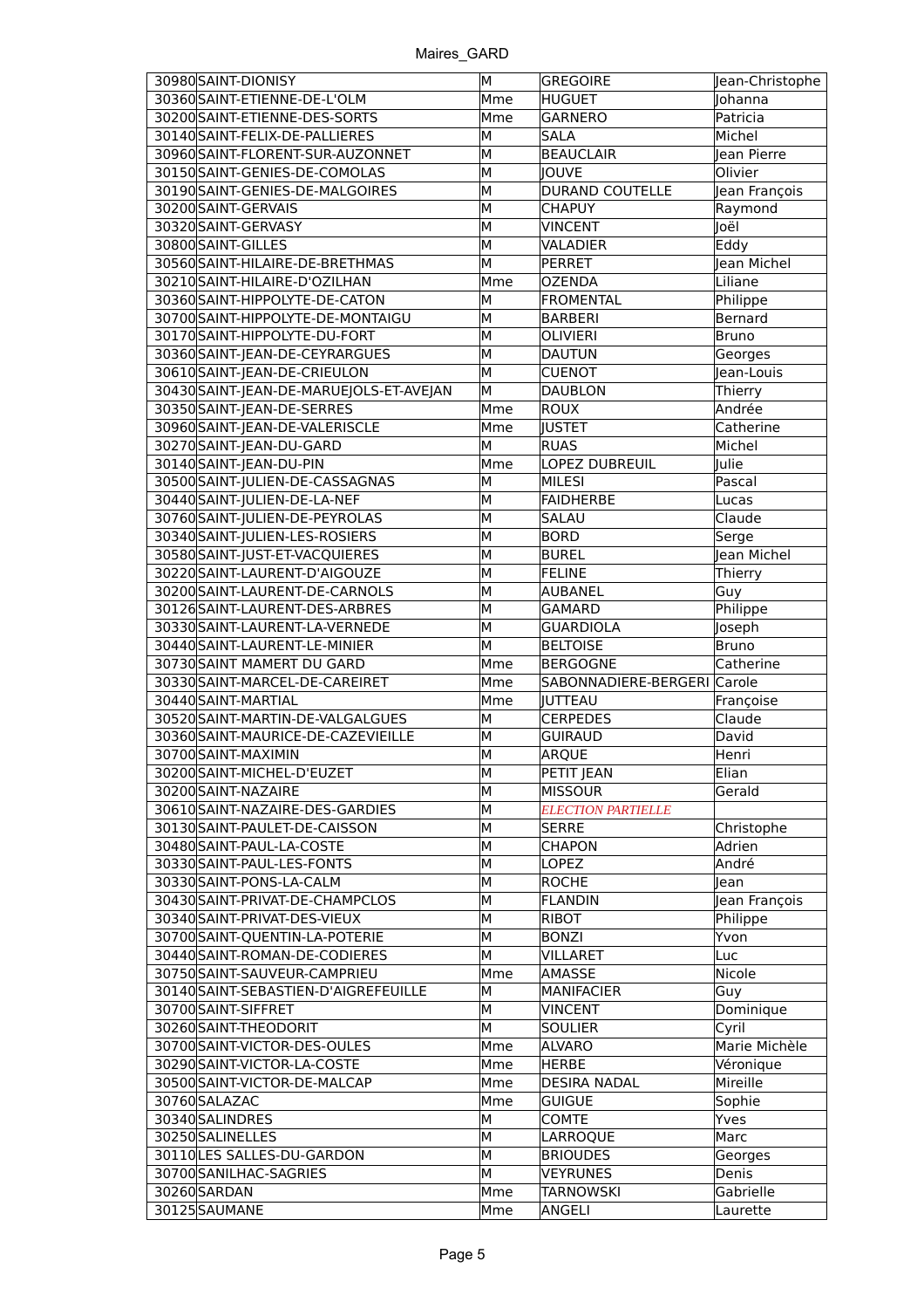| | | | | |
|---|---|---|---|---|
| 30980 | SAINT-DIONISY | M | GREGOIRE | Jean-Christophe |
| 30360 | SAINT-ETIENNE-DE-L'OLM | Mme | HUGUET | Johanna |
| 30200 | SAINT-ETIENNE-DES-SORTS | Mme | GARNERO | Patricia |
| 30140 | SAINT-FELIX-DE-PALLIERES | M | SALA | Michel |
| 30960 | SAINT-FLORENT-SUR-AUZONNET | M | BEAUCLAIR | Jean Pierre |
| 30150 | SAINT-GENIES-DE-COMOLAS | M | JOUVE | Olivier |
| 30190 | SAINT-GENIES-DE-MALGOIRES | M | DURAND COUTELLE | Jean François |
| 30200 | SAINT-GERVAIS | M | CHAPUY | Raymond |
| 30320 | SAINT-GERVASY | M | VINCENT | Joël |
| 30800 | SAINT-GILLES | M | VALADIER | Eddy |
| 30560 | SAINT-HILAIRE-DE-BRETHMAS | M | PERRET | Jean Michel |
| 30210 | SAINT-HILAIRE-D'OZILHAN | Mme | OZENDA | Liliane |
| 30360 | SAINT-HIPPOLYTE-DE-CATON | M | FROMENTAL | Philippe |
| 30700 | SAINT-HIPPOLYTE-DE-MONTAIGU | M | BARBERI | Bernard |
| 30170 | SAINT-HIPPOLYTE-DU-FORT | M | OLIVIERI | Bruno |
| 30360 | SAINT-JEAN-DE-CEYRARGUES | M | DAUTUN | Georges |
| 30610 | SAINT-JEAN-DE-CRIEULON | M | CUENOT | Jean-Louis |
| 30430 | SAINT-JEAN-DE-MARUEJOLS-ET-AVEJAN | M | DAUBLON | Thierry |
| 30350 | SAINT-JEAN-DE-SERRES | Mme | ROUX | Andrée |
| 30960 | SAINT-JEAN-DE-VALERISCLE | Mme | JUSTET | Catherine |
| 30270 | SAINT-JEAN-DU-GARD | M | RUAS | Michel |
| 30140 | SAINT-JEAN-DU-PIN | Mme | LOPEZ DUBREUIL | Julie |
| 30500 | SAINT-JULIEN-DE-CASSAGNAS | M | MILESI | Pascal |
| 30440 | SAINT-JULIEN-DE-LA-NEF | M | FAIDHERBE | Lucas |
| 30760 | SAINT-JULIEN-DE-PEYROLAS | M | SALAU | Claude |
| 30340 | SAINT-JULIEN-LES-ROSIERS | M | BORD | Serge |
| 30580 | SAINT-JUST-ET-VACQUIERES | M | BUREL | Jean Michel |
| 30220 | SAINT-LAURENT-D'AIGOUZE | M | FELINE | Thierry |
| 30200 | SAINT-LAURENT-DE-CARNOLS | M | AUBANEL | Guy |
| 30126 | SAINT-LAURENT-DES-ARBRES | M | GAMARD | Philippe |
| 30330 | SAINT-LAURENT-LA-VERNEDE | M | GUARDIOLA | Joseph |
| 30440 | SAINT-LAURENT-LE-MINIER | M | BELTOISE | Bruno |
| 30730 | SAINT MAMERT DU GARD | Mme | BERGOGNE | Catherine |
| 30330 | SAINT-MARCEL-DE-CAREIRET | Mme | SABONNADIERE-BERGERI | Carole |
| 30440 | SAINT-MARTIAL | Mme | JUTTEAU | Françoise |
| 30520 | SAINT-MARTIN-DE-VALGALGUES | M | CERPEDES | Claude |
| 30360 | SAINT-MAURICE-DE-CAZEVIEILLE | M | GUIRAUD | David |
| 30700 | SAINT-MAXIMIN | M | ARQUE | Henri |
| 30200 | SAINT-MICHEL-D'EUZET | M | PETIT JEAN | Elian |
| 30200 | SAINT-NAZAIRE | M | MISSOUR | Gerald |
| 30610 | SAINT-NAZAIRE-DES-GARDIES | M | *ELECTION PARTIELLE* | |
| 30130 | SAINT-PAULET-DE-CAISSON | M | SERRE | Christophe |
| 30480 | SAINT-PAUL-LA-COSTE | M | CHAPON | Adrien |
| 30330 | SAINT-PAUL-LES-FONTS | M | LOPEZ | André |
| 30330 | SAINT-PONS-LA-CALM | M | ROCHE | Jean |
| 30430 | SAINT-PRIVAT-DE-CHAMPCLOS | M | FLANDIN | Jean François |
| 30340 | SAINT-PRIVAT-DES-VIEUX | M | RIBOT | Philippe |
| 30700 | SAINT-QUENTIN-LA-POTERIE | M | BONZI | Yvon |
| 30440 | SAINT-ROMAN-DE-CODIERES | M | VILLARET | Luc |
| 30750 | SAINT-SAUVEUR-CAMPRIEU | Mme | AMASSE | Nicole |
| 30140 | SAINT-SEBASTIEN-D'AIGREFEUILLE | M | MANIFACIER | Guy |
| 30700 | SAINT-SIFFRET | M | VINCENT | Dominique |
| 30260 | SAINT-THEODORIT | M | SOULIER | Cyril |
| 30700 | SAINT-VICTOR-DES-OULES | Mme | ALVARO | Marie Michèle |
| 30290 | SAINT-VICTOR-LA-COSTE | Mme | HERBE | Véronique |
| 30500 | SAINT-VICTOR-DE-MALCAP | Mme | DESIRA NADAL | Mireille |
| 30760 | SALAZAC | Mme | GUIGUE | Sophie |
| 30340 | SALINDRES | M | COMTE | Yves |
| 30250 | SALINELLES | M | LARROQUE | Marc |
| 30110 | LES SALLES-DU-GARDON | M | BRIOUDES | Georges |
| 30700 | SANILHAC-SAGRIES | M | VEYRUNES | Denis |
| 30260 | SARDAN | Mme | TARNOWSKI | Gabrielle |
| 30125 | SAUMANE | Mme | ANGELI | Laurette |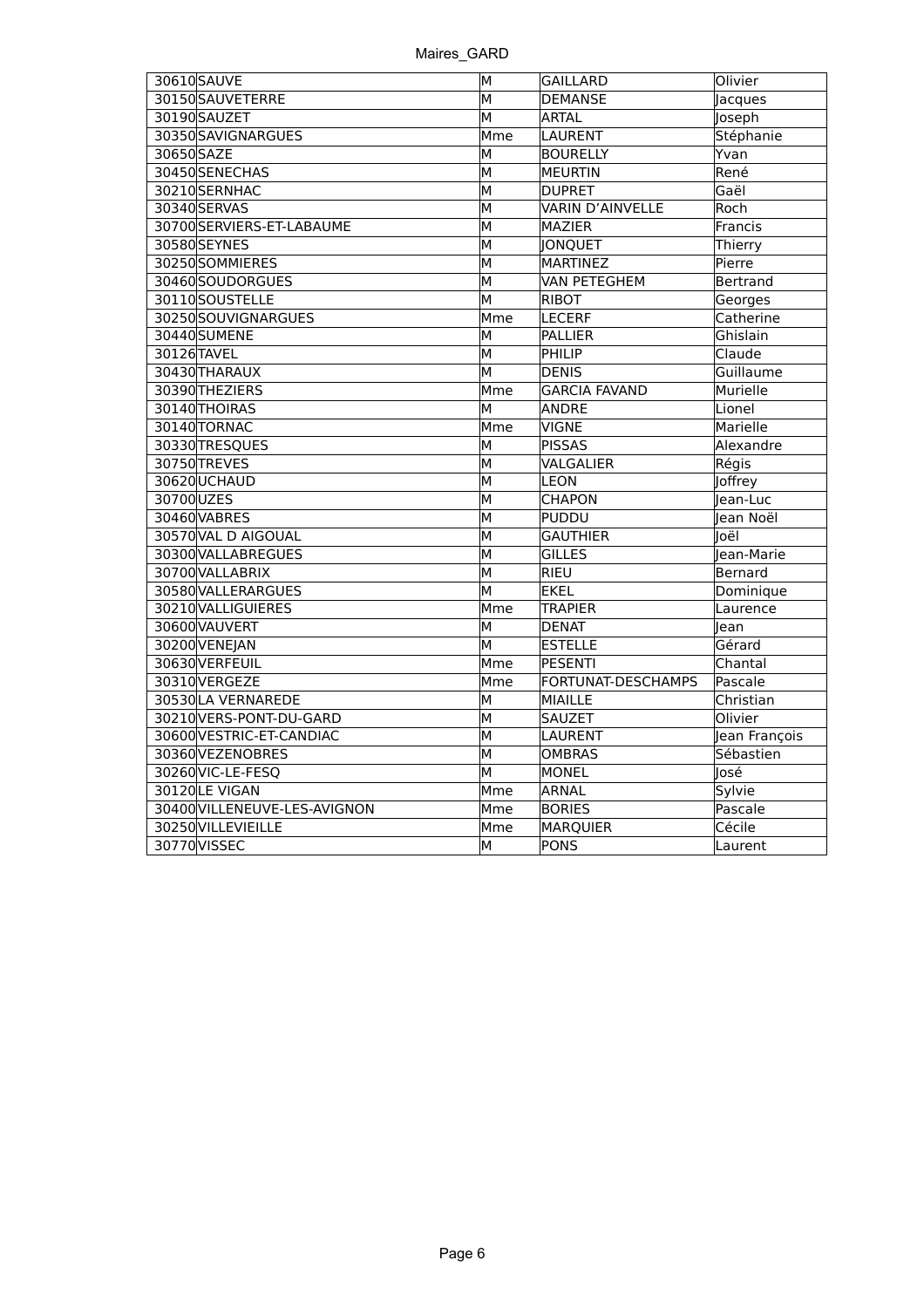| | | | | |
|---|---|---|---|---|
| 30610 | SAUVE | M | GAILLARD | Olivier |
| 30150 | SAUVETERRE | M | DEMANSE | Jacques |
| 30190 | SAUZET | M | ARTAL | Joseph |
| 30350 | SAVIGNARGUES | Mme | LAURENT | Stéphanie |
| 30650 | SAZE | M | BOURELLY | Yvan |
| 30450 | SENECHAS | M | MEURTIN | René |
| 30210 | SERNHAC | M | DUPRET | Gaël |
| 30340 | SERVAS | M | VARIN D'AINVELLE | Roch |
| 30700 | SERVIERS-ET-LABAUME | M | MAZIER | Francis |
| 30580 | SEYNES | M | JONQUET | Thierry |
| 30250 | SOMMIERES | M | MARTINEZ | Pierre |
| 30460 | SOUDORGUES | M | VAN PETEGHEM | Bertrand |
| 30110 | SOUSTELLE | M | RIBOT | Georges |
| 30250 | SOUVIGNARGUES | Mme | LECERF | Catherine |
| 30440 | SUMENE | M | PALLIER | Ghislain |
| 30126 | TAVEL | M | PHILIP | Claude |
| 30430 | THARAUX | M | DENIS | Guillaume |
| 30390 | THEZIERS | Mme | GARCIA FAVAND | Murielle |
| 30140 | THOIRAS | M | ANDRE | Lionel |
| 30140 | TORNAC | Mme | VIGNE | Marielle |
| 30330 | TRESQUES | M | PISSAS | Alexandre |
| 30750 | TREVES | M | VALGALIER | Régis |
| 30620 | UCHAUD | M | LEON | Joffrey |
| 30700 | UZES | M | CHAPON | Jean-Luc |
| 30460 | VABRES | M | PUDDU | Jean Noël |
| 30570 | VAL D AIGOUAL | M | GAUTHIER | Joël |
| 30300 | VALLABREGUES | M | GILLES | Jean-Marie |
| 30700 | VALLABRIX | M | RIEU | Bernard |
| 30580 | VALLERARGUES | M | EKEL | Dominique |
| 30210 | VALLIGUIERES | Mme | TRAPIER | Laurence |
| 30600 | VAUVERT | M | DENAT | Jean |
| 30200 | VENEJAN | M | ESTELLE | Gérard |
| 30630 | VERFEUIL | Mme | PESENTI | Chantal |
| 30310 | VERGEZE | Mme | FORTUNAT-DESCHAMPS | Pascale |
| 30530 | LA VERNAREDE | M | MIAILLE | Christian |
| 30210 | VERS-PONT-DU-GARD | M | SAUZET | Olivier |
| 30600 | VESTRIC-ET-CANDIAC | M | LAURENT | Jean François |
| 30360 | VEZENOBRES | M | OMBRAS | Sébastien |
| 30260 | VIC-LE-FESQ | M | MONEL | José |
| 30120 | LE VIGAN | Mme | ARNAL | Sylvie |
| 30400 | VILLENEUVE-LES-AVIGNON | Mme | BORIES | Pascale |
| 30250 | VILLEVIEILLE | Mme | MARQUIER | Cécile |
| 30770 | VISSEC | M | PONS | Laurent |